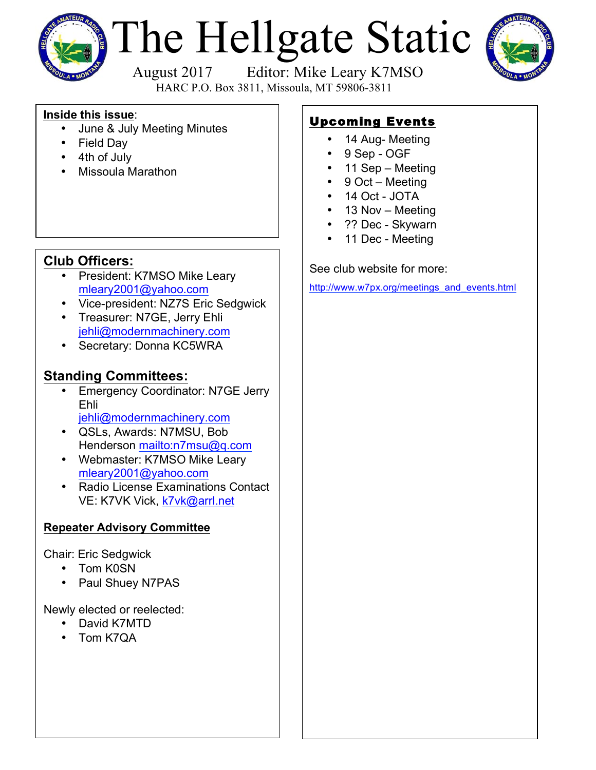# The Hellgate Static

August 2017 Editor: Mike Leary K7MSO

HARC P.O. Box 3811, Missoula, MT 59806-3811

**Inside this issue**:

- June & July Meeting Minutes
- Field Day
- 4th of July
- Missoula Marathon

## Club Officers:

- President: K7MSO Mike Leary mleary2001@yahoo.com
- Vice-president: NZ7S Eric Sedgwick
- Treasurer: N7GE, Jerry Ehli jehli@modernmachinery.com
- Secretary: Donna KC5WRA

## Standing Committees:

- Emergency Coordinator: N7GE Jerry Ehli jehli@modernmachinery.com
- QSLs, Awards: N7MSU, Bob Henderson mailto:n7msu@q.com
- Webmaster: K7MSO Mike Leary mleary2001@yahoo.com
- Radio License Examinations Contact VE: K7VK Vick, k7vk@arrl.net

**Repeater Advisory Committee**

Chair: Eric Sedgwick

- Tom K0SN
- Paul Shuey N7PAS

Newly elected or reelected:

- David K7MTD
- Tom K7QA

## Upcoming Events

- 14 Aug- Meeting
- 9 Sep - OGF
- 11 Sep – Meeting
- 9 Oct – Meeting
- 14 Oct - JOTA
- 13 Nov – Meeting
- ?? Dec - Skywarn
- 11 Dec - Meeting

See club website for more:

http://www.w7px.org/meetings_and_events.html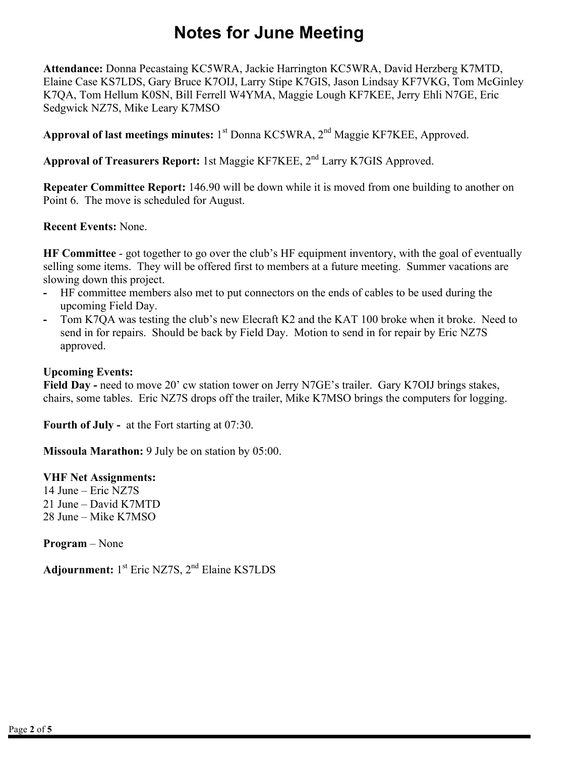# Notes for June Meeting

**Attendance:** Donna Pecastaing KC5WRA, Jackie Harrington KC5WRA, David Herzberg K7MTD, Elaine Case KS7LDS, Gary Bruce K7OIJ, Larry Stipe K7GIS, Jason Lindsay KF7VKG, Tom McGinley K7QA, Tom Hellum K0SN, Bill Ferrell W4YMA, Maggie Lough KF7KEE, Jerry Ehli N7GE, Eric Sedgwick NZ7S, Mike Leary K7MSO

**Approval of last meetings minutes:** 1st Donna KC5WRA, 2nd Maggie KF7KEE, Approved.

**Approval of Treasurers Report:** 1st Maggie KF7KEE, 2nd Larry K7GIS Approved.

**Repeater Committee Report:** 146.90 will be down while it is moved from one building to another on Point 6. The move is scheduled for August.

**Recent Events:** None.

**HF Committee** - got together to go over the club's HF equipment inventory, with the goal of eventually selling some items. They will be offered first to members at a future meeting. Summer vacations are slowing down this project.

- HF committee members also met to put connectors on the ends of cables to be used during the upcoming Field Day.
- Tom K7QA was testing the club's new Elecraft K2 and the KAT 100 broke when it broke. Need to send in for repairs. Should be back by Field Day. Motion to send in for repair by Eric NZ7S approved.

**Upcoming Events:**

**Field Day -** need to move 20' cw station tower on Jerry N7GE's trailer. Gary K7OIJ brings stakes, chairs, some tables. Eric NZ7S drops off the trailer, Mike K7MSO brings the computers for logging.

**Fourth of July -** at the Fort starting at 07:30.

**Missoula Marathon:** 9 July be on station by 05:00.

**VHF Net Assignments:**

14 June – Eric NZ7S
21 June – David K7MTD
28 June – Mike K7MSO

**Program** – None

**Adjournment:** 1st Eric NZ7S, 2nd Elaine KS7LDS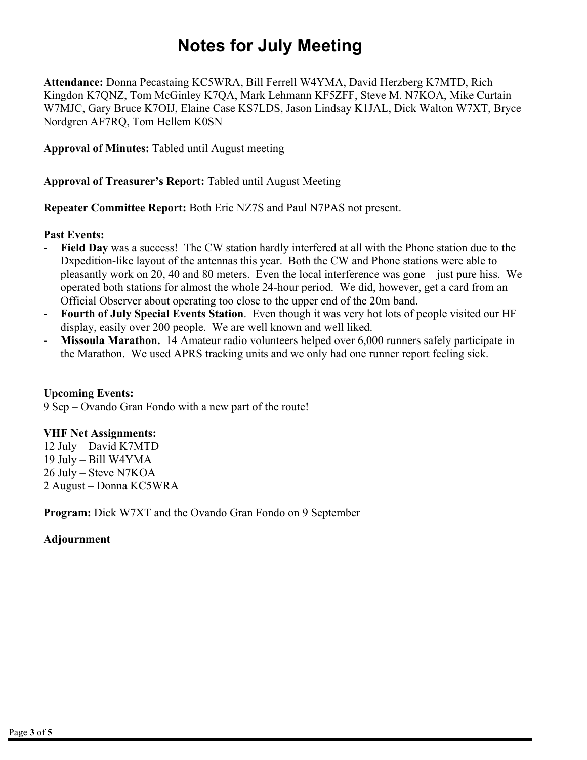# Notes for July Meeting

**Attendance:** Donna Pecastaing KC5WRA, Bill Ferrell W4YMA, David Herzberg K7MTD, Rich Kingdon K7QNZ, Tom McGinley K7QA, Mark Lehmann KF5ZFF, Steve M. N7KOA, Mike Curtain W7MJC, Gary Bruce K7OIJ, Elaine Case KS7LDS, Jason Lindsay K1JAL, Dick Walton W7XT, Bryce Nordgren AF7RQ, Tom Hellem K0SN

**Approval of Minutes:** Tabled until August meeting

**Approval of Treasurer's Report:** Tabled until August Meeting

**Repeater Committee Report:** Both Eric NZ7S and Paul N7PAS not present.

**Past Events:**

- **Field Day** was a success! The CW station hardly interfered at all with the Phone station due to the Dxpedition-like layout of the antennas this year. Both the CW and Phone stations were able to pleasantly work on 20, 40 and 80 meters. Even the local interference was gone – just pure hiss. We operated both stations for almost the whole 24-hour period. We did, however, get a card from an Official Observer about operating too close to the upper end of the 20m band.
- **Fourth of July Special Events Station**. Even though it was very hot lots of people visited our HF display, easily over 200 people. We are well known and well liked.
- **Missoula Marathon.** 14 Amateur radio volunteers helped over 6,000 runners safely participate in the Marathon. We used APRS tracking units and we only had one runner report feeling sick.

**Upcoming Events:**
9 Sep – Ovando Gran Fondo with a new part of the route!

**VHF Net Assignments:**
12 July – David K7MTD
19 July – Bill W4YMA
26 July – Steve N7KOA
2 August – Donna KC5WRA

**Program:** Dick W7XT and the Ovando Gran Fondo on 9 September

**Adjournment**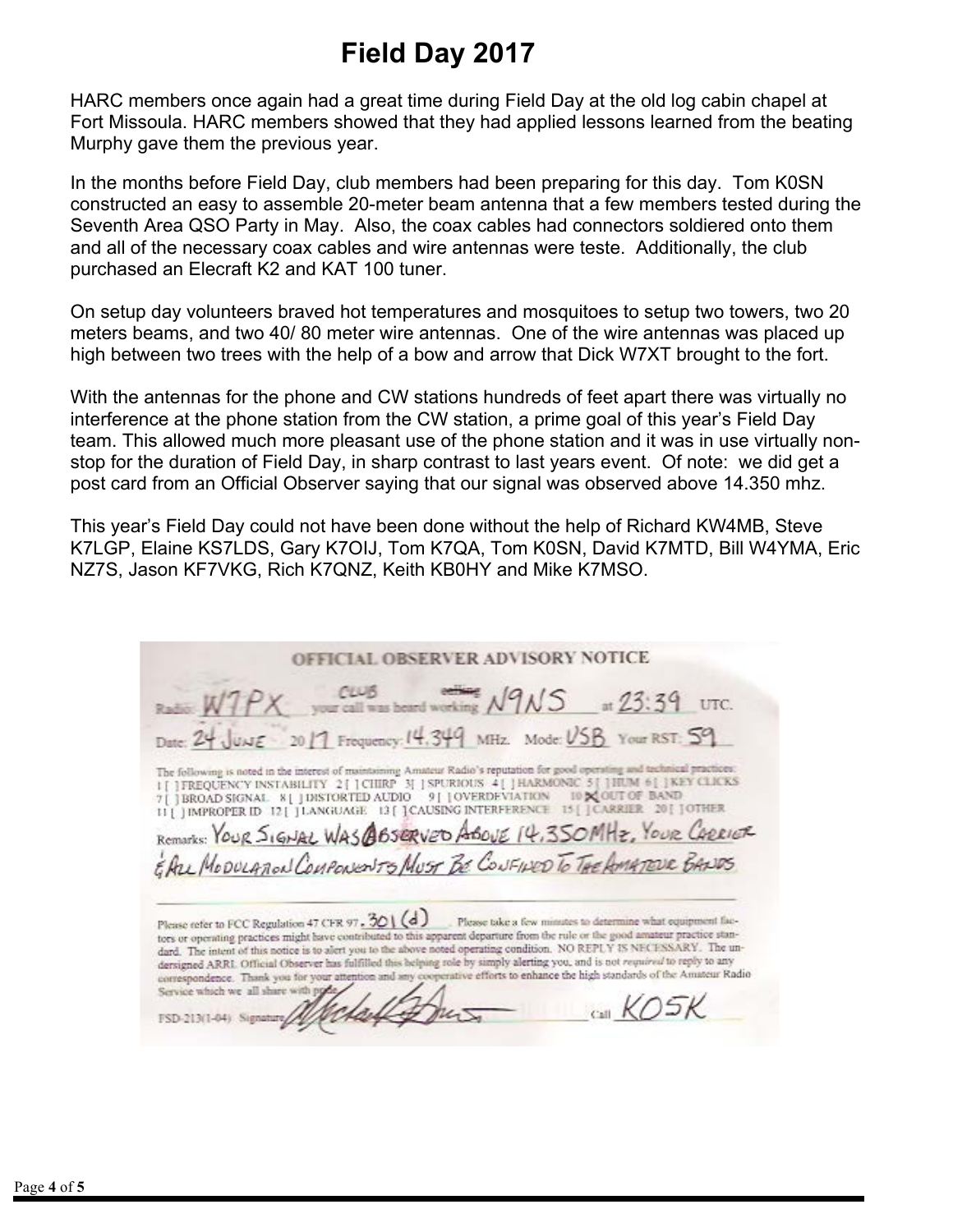# Field Day 2017

HARC members once again had a great time during Field Day at the old log cabin chapel at Fort Missoula. HARC members showed that they had applied lessons learned from the beating Murphy gave them the previous year.

In the months before Field Day, club members had been preparing for this day. Tom K0SN constructed an easy to assemble 20-meter beam antenna that a few members tested during the Seventh Area QSO Party in May. Also, the coax cables had connectors soldiered onto them and all of the necessary coax cables and wire antennas were teste. Additionally, the club purchased an Elecraft K2 and KAT 100 tuner.

On setup day volunteers braved hot temperatures and mosquitoes to setup two towers, two 20 meters beams, and two 40/ 80 meter wire antennas. One of the wire antennas was placed up high between two trees with the help of a bow and arrow that Dick W7XT brought to the fort.

With the antennas for the phone and CW stations hundreds of feet apart there was virtually no interference at the phone station from the CW station, a prime goal of this year's Field Day team. This allowed much more pleasant use of the phone station and it was in use virtually non-stop for the duration of Field Day, in sharp contrast to last years event. Of note: we did get a post card from an Official Observer saying that our signal was observed above 14.350 mhz.

This year's Field Day could not have been done without the help of Richard KW4MB, Steve K7LGP, Elaine KS7LDS, Gary K7OIJ, Tom K7QA, Tom K0SN, David K7MTD, Bill W4YMA, Eric NZ7S, Jason KF7VKG, Rich K7QNZ, Keith KB0HY and Mike K7MSO.

**OFFICIAL OBSERVER ADVISORY NOTICE**

Radio: W7PX CLUB your call was heard working N9NS at 23:39 UTC.

Date: 24 JUNE 2017 Frequency: 14.349 MHz. Mode: USB Your RST: 59

The following is noted in the interest of maintaining Amateur Radio's reputation for good operating and technical practices:
1 [ ] FREQUENCY INSTABILITY 2 [ ] CHIRP 3 [ ] SPURIOUS 4 [ ] HARMONIC 5 [ ] HUM 6 [ ] KEY CLICKS
7 [ ] BROAD SIGNAL 8 [ ] DISTORTED AUDIO 9 [ ] OVERDEVIATION 10 [X] OUT OF BAND
11 [ ] IMPROPER ID 12 [ ] LANGUAGE 13 [ ] CAUSING INTERFERENCE 15 [ ] CARRIER 20 [ ] OTHER

Remarks: YOUR SIGNAL WAS OBSERVED ABOVE 14.350MHz. YOUR CARRIER & ALL MODULATION COMPONENTS MUST BE CONFINED TO THE AMATEUR BANDS

Please refer to FCC Regulation 47 CFR 97.301(d). Please take a few minutes to determine what equipment factors or operating practices might have contributed to this apparent departure from the rule or the good amateur practice standard. The intent of this notice is to alert you to the above noted operating condition. NO REPLY IS NECESSARY. The undersigned ARRL Official Observer has fulfilled this helping role by simply alerting you, and is not *required* to reply to any correspondence. Thank you for your attention and any cooperative efforts to enhance the high standards of the Amateur Radio Service which we all share with pride.

FSD-213(1-04) Signature __________ Call KO5K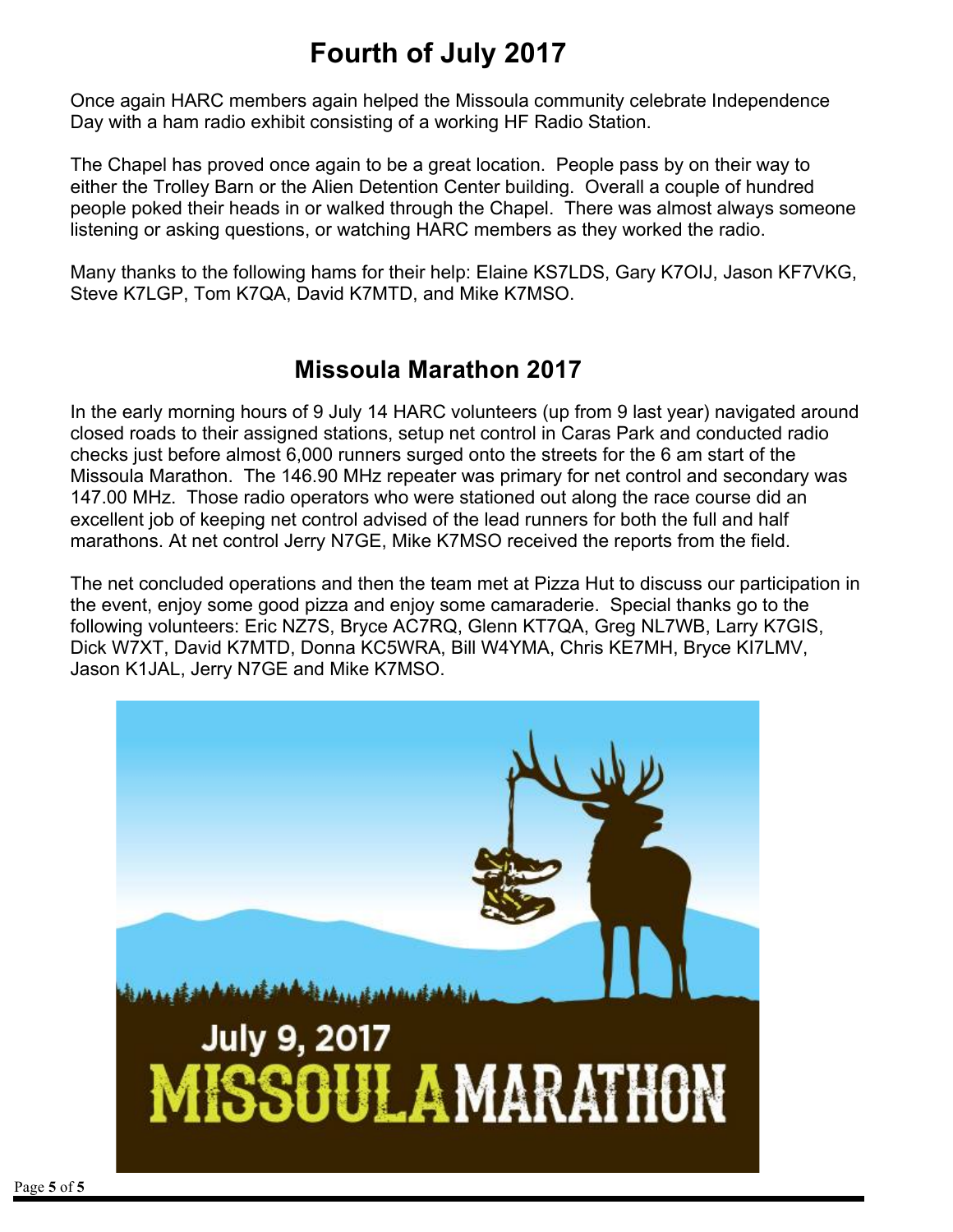# Fourth of July 2017

Once again HARC members again helped the Missoula community celebrate Independence Day with a ham radio exhibit consisting of a working HF Radio Station.

The Chapel has proved once again to be a great location. People pass by on their way to either the Trolley Barn or the Alien Detention Center building. Overall a couple of hundred people poked their heads in or walked through the Chapel. There was almost always someone listening or asking questions, or watching HARC members as they worked the radio.

Many thanks to the following hams for their help: Elaine KS7LDS, Gary K7OIJ, Jason KF7VKG, Steve K7LGP, Tom K7QA, David K7MTD, and Mike K7MSO.

# Missoula Marathon 2017

In the early morning hours of 9 July 14 HARC volunteers (up from 9 last year) navigated around closed roads to their assigned stations, setup net control in Caras Park and conducted radio checks just before almost 6,000 runners surged onto the streets for the 6 am start of the Missoula Marathon. The 146.90 MHz repeater was primary for net control and secondary was 147.00 MHz. Those radio operators who were stationed out along the race course did an excellent job of keeping net control advised of the lead runners for both the full and half marathons. At net control Jerry N7GE, Mike K7MSO received the reports from the field.

The net concluded operations and then the team met at Pizza Hut to discuss our participation in the event, enjoy some good pizza and enjoy some camaraderie. Special thanks go to the following volunteers: Eric NZ7S, Bryce AC7RQ, Glenn KT7QA, Greg NL7WB, Larry K7GIS, Dick W7XT, David K7MTD, Donna KC5WRA, Bill W4YMA, Chris KE7MH, Bryce KI7LMV, Jason K1JAL, Jerry N7GE and Mike K7MSO.

July 9, 2017

MISSOULA MARATHON